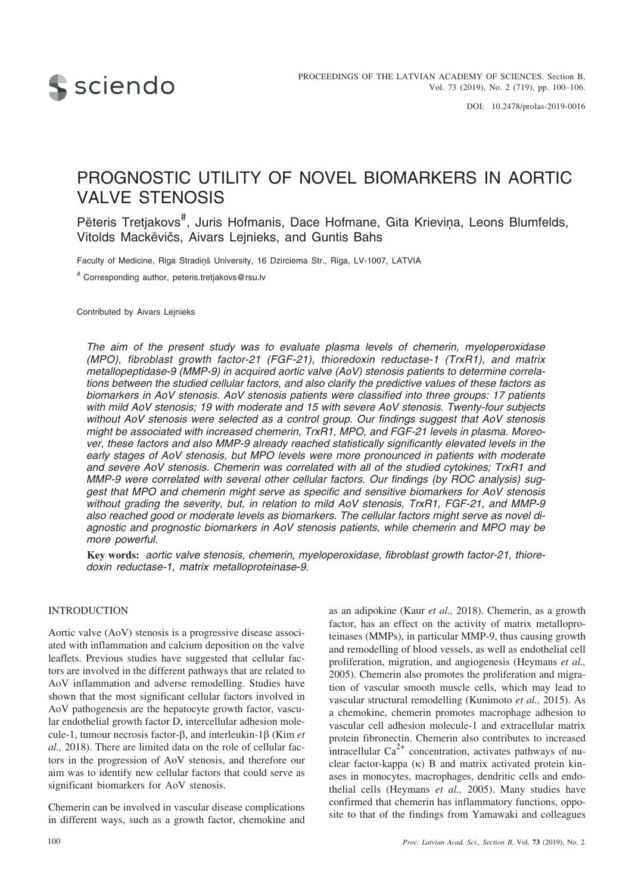# PROGNOSTIC UTILITY OF NOVEL BIOMARKERS IN AORTIC VALVE STENOSIS

Pēteris Tretjakovs[#], Juris Hofmanis, Dace Hofmane, Gita Krieviņa, Leons Blumfelds, Vitolds Mackēvičs, Aivars Lejnieks, and Guntis Bahs

Faculty of Medicine, Rīga Stradiņš University, 16 Dzirciema Str., Rīga, LV-1007, LATVIA

[#] Corresponding author, peteris.tretjakovs@rsu.lv

Contributed by Aivars Lejnieks

*The aim of the present study was to evaluate plasma levels of chemerin, myeloperoxidase (MPO), fibroblast growth factor-21 (FGF-21), thioredoxin reductase-1 (TrxR1), and matrix metallopeptidase-9 (MMP-9) in acquired aortic valve (AoV) stenosis patients to determine correlations between the studied cellular factors, and also clarify the predictive values of these factors as biomarkers in AoV stenosis. AoV stenosis patients were classified into three groups: 17 patients with mild AoV stenosis; 19 with moderate and 15 with severe AoV stenosis. Twenty-four subjects without AoV stenosis were selected as a control group. Our findings suggest that AoV stenosis might be associated with increased chemerin, TrxR1, MPO, and FGF-21 levels in plasma. Moreover, these factors and also MMP-9 already reached statistically significantly elevated levels in the early stages of AoV stenosis, but MPO levels were more pronounced in patients with moderate and severe AoV stenosis. Chemerin was correlated with all of the studied cytokines; TrxR1 and MMP-9 were correlated with several other cellular factors. Our findings (by ROC analysis) suggest that MPO and chemerin might serve as specific and sensitive biomarkers for AoV stenosis without grading the severity, but, in relation to mild AoV stenosis, TrxR1, FGF-21, and MMP-9 also reached good or moderate levels as biomarkers. The cellular factors might serve as novel diagnostic and prognostic biomarkers in AoV stenosis patients, while chemerin and MPO may be more powerful.*

**Key words:** *aortic valve stenosis, chemerin, myeloperoxidase, fibroblast growth factor-21, thioredoxin reductase-1, matrix metalloproteinase-9.*

## INTRODUCTION

Aortic valve (AoV) stenosis is a progressive disease associated with inflammation and calcium deposition on the valve leaflets. Previous studies have suggested that cellular factors are involved in the different pathways that are related to AoV inflammation and adverse remodelling. Studies have shown that the most significant cellular factors involved in AoV pathogenesis are the hepatocyte growth factor, vascular endothelial growth factor D, intercellular adhesion molecule-1, tumour necrosis factor-β, and interleukin-1β (Kim *et al.,* 2018). There are limited data on the role of cellular factors in the progression of AoV stenosis, and therefore our aim was to identify new cellular factors that could serve as significant biomarkers for AoV stenosis.

Chemerin can be involved in vascular disease complications in different ways, such as a growth factor, chemokine and as an adipokine (Kaur *et al.,* 2018). Chemerin, as a growth factor, has an effect on the activity of matrix metalloproteinases (MMPs), in particular MMP-9, thus causing growth and remodelling of blood vessels, as well as endothelial cell proliferation, migration, and angiogenesis (Heymans *et al.,* 2005). Chemerin also promotes the proliferation and migration of vascular smooth muscle cells, which may lead to vascular structural remodelling (Kunimoto *et al.,* 2015). As a chemokine, chemerin promotes macrophage adhesion to vascular cell adhesion molecule-1 and extracellular matrix protein fibronectin. Chemerin also contributes to increased intracellular $Ca^{2+}$ concentration, activates pathways of nuclear factor-kappa (κ) B and matrix activated protein kinases in monocytes, macrophages, dendritic cells and endothelial cells (Heymans *et al.,* 2005). Many studies have confirmed that chemerin has inflammatory functions, opposite to that of the findings from Yamawaki and colleagues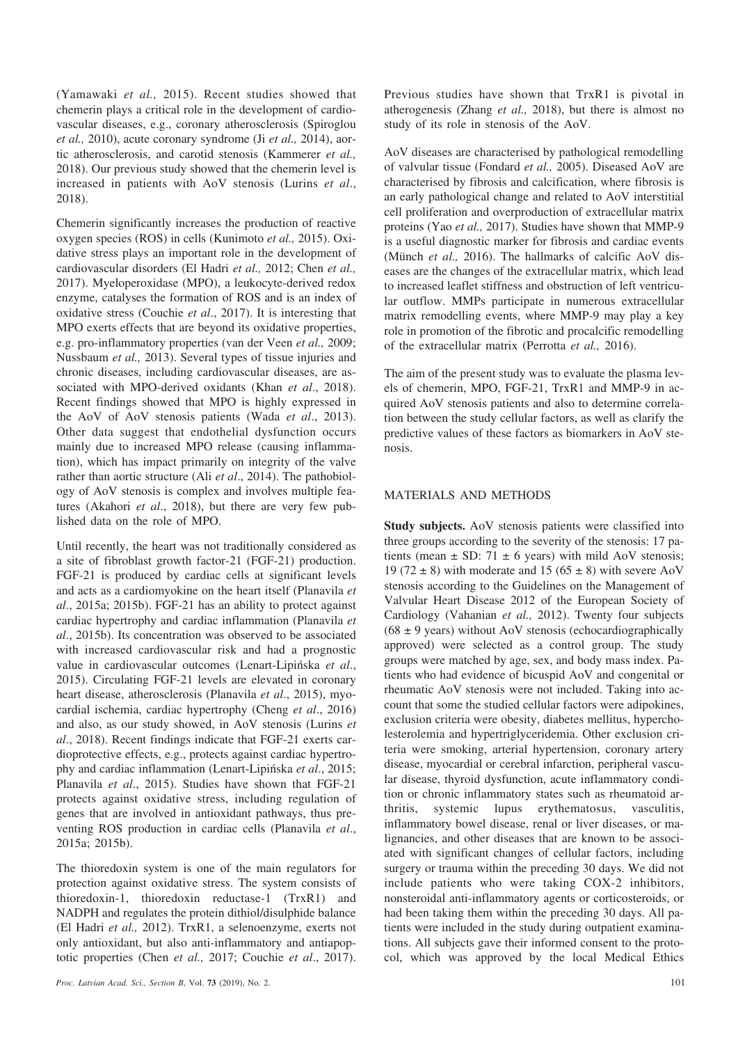(Yamawaki *et al.,* 2015). Recent studies showed that chemerin plays a critical role in the development of cardiovascular diseases, e.g., coronary atherosclerosis (Spiroglou *et al.,* 2010), acute coronary syndrome (Ji *et al.,* 2014), aortic atherosclerosis, and carotid stenosis (Kammerer *et al.,* 2018). Our previous study showed that the chemerin level is increased in patients with AoV stenosis (Lurins *et al*., 2018).

Chemerin significantly increases the production of reactive oxygen species (ROS) in cells (Kunimoto *et al.,* 2015). Oxidative stress plays an important role in the development of cardiovascular disorders (El Hadri *et al.,* 2012; Chen *et al.,* 2017). Myeloperoxidase (MPO), a leukocyte-derived redox enzyme, catalyses the formation of ROS and is an index of oxidative stress (Couchie *et al*., 2017). It is interesting that MPO exerts effects that are beyond its oxidative properties, e.g. pro-inflammatory properties (van der Veen *et al.,* 2009; Nussbaum *et al.,* 2013). Several types of tissue injuries and chronic diseases, including cardiovascular diseases, are associated with MPO-derived oxidants (Khan *et al*., 2018). Recent findings showed that MPO is highly expressed in the AoV of AoV stenosis patients (Wada *et al*., 2013). Other data suggest that endothelial dysfunction occurs mainly due to increased MPO release (causing inflammation), which has impact primarily on integrity of the valve rather than aortic structure (Ali *et al*., 2014). The pathobiology of AoV stenosis is complex and involves multiple features (Akahori *et al*., 2018), but there are very few published data on the role of MPO.

Until recently, the heart was not traditionally considered as a site of fibroblast growth factor-21 (FGF-21) production. FGF-21 is produced by cardiac cells at significant levels and acts as a cardiomyokine on the heart itself (Planavila *et al*., 2015a; 2015b). FGF-21 has an ability to protect against cardiac hypertrophy and cardiac inflammation (Planavila *et al*., 2015b). Its concentration was observed to be associated with increased cardiovascular risk and had a prognostic value in cardiovascular outcomes (Lenart-Lipińska *et al*., 2015). Circulating FGF-21 levels are elevated in coronary heart disease, atherosclerosis (Planavila *et al*., 2015), myocardial ischemia, cardiac hypertrophy (Cheng *et al*., 2016) and also, as our study showed, in AoV stenosis (Lurins *et al*., 2018). Recent findings indicate that FGF-21 exerts cardioprotective effects, e.g., protects against cardiac hypertrophy and cardiac inflammation (Lenart-Lipińska *et al*., 2015; Planavila *et al*., 2015). Studies have shown that FGF-21 protects against oxidative stress, including regulation of genes that are involved in antioxidant pathways, thus preventing ROS production in cardiac cells (Planavila *et al*., 2015a; 2015b).

The thioredoxin system is one of the main regulators for protection against oxidative stress. The system consists of thioredoxin-1, thioredoxin reductase-1 (TrxR1) and NADPH and regulates the protein dithiol/disulphide balance (El Hadri *et al.,* 2012). TrxR1, a selenoenzyme, exerts not only antioxidant, but also anti-inflammatory and antiapoptotic properties (Chen *et al.,* 2017; Couchie *et al*., 2017). Previous studies have shown that TrxR1 is pivotal in atherogenesis (Zhang *et al.,* 2018), but there is almost no study of its role in stenosis of the AoV.

AoV diseases are characterised by pathological remodelling of valvular tissue (Fondard *et al.,* 2005). Diseased AoV are characterised by fibrosis and calcification, where fibrosis is an early pathological change and related to AoV interstitial cell proliferation and overproduction of extracellular matrix proteins (Yao *et al.,* 2017). Studies have shown that MMP-9 is a useful diagnostic marker for fibrosis and cardiac events (Münch *et al.,* 2016). The hallmarks of calcific AoV diseases are the changes of the extracellular matrix, which lead to increased leaflet stiffness and obstruction of left ventricular outflow. MMPs participate in numerous extracellular matrix remodelling events, where MMP-9 may play a key role in promotion of the fibrotic and procalcific remodelling of the extracellular matrix (Perrotta *et al.,* 2016).

The aim of the present study was to evaluate the plasma levels of chemerin, MPO, FGF-21, TrxR1 and MMP-9 in acquired AoV stenosis patients and also to determine correlation between the study cellular factors, as well as clarify the predictive values of these factors as biomarkers in AoV stenosis.

## MATERIALS AND METHODS

**Study subjects.** AoV stenosis patients were classified into three groups according to the severity of the stenosis: 17 patients (mean ± SD: 71 ± 6 years) with mild AoV stenosis; 19 (72 ± 8) with moderate and 15 (65 ± 8) with severe AoV stenosis according to the Guidelines on the Management of Valvular Heart Disease 2012 of the European Society of Cardiology (Vahanian *et al.,* 2012). Twenty four subjects (68 ± 9 years) without AoV stenosis (echocardiographically approved) were selected as a control group. The study groups were matched by age, sex, and body mass index. Patients who had evidence of bicuspid AoV and congenital or rheumatic AoV stenosis were not included. Taking into account that some the studied cellular factors were adipokines, exclusion criteria were obesity, diabetes mellitus, hypercholesterolemia and hypertriglyceridemia. Other exclusion criteria were smoking, arterial hypertension, coronary artery disease, myocardial or cerebral infarction, peripheral vascular disease, thyroid dysfunction, acute inflammatory condition or chronic inflammatory states such as rheumatoid arthritis, systemic lupus erythematosus, vasculitis, inflammatory bowel disease, renal or liver diseases, or malignancies, and other diseases that are known to be associated with significant changes of cellular factors, including surgery or trauma within the preceding 30 days. We did not include patients who were taking COX-2 inhibitors, nonsteroidal anti-inflammatory agents or corticosteroids, or had been taking them within the preceding 30 days. All patients were included in the study during outpatient examinations. All subjects gave their informed consent to the protocol, which was approved by the local Medical Ethics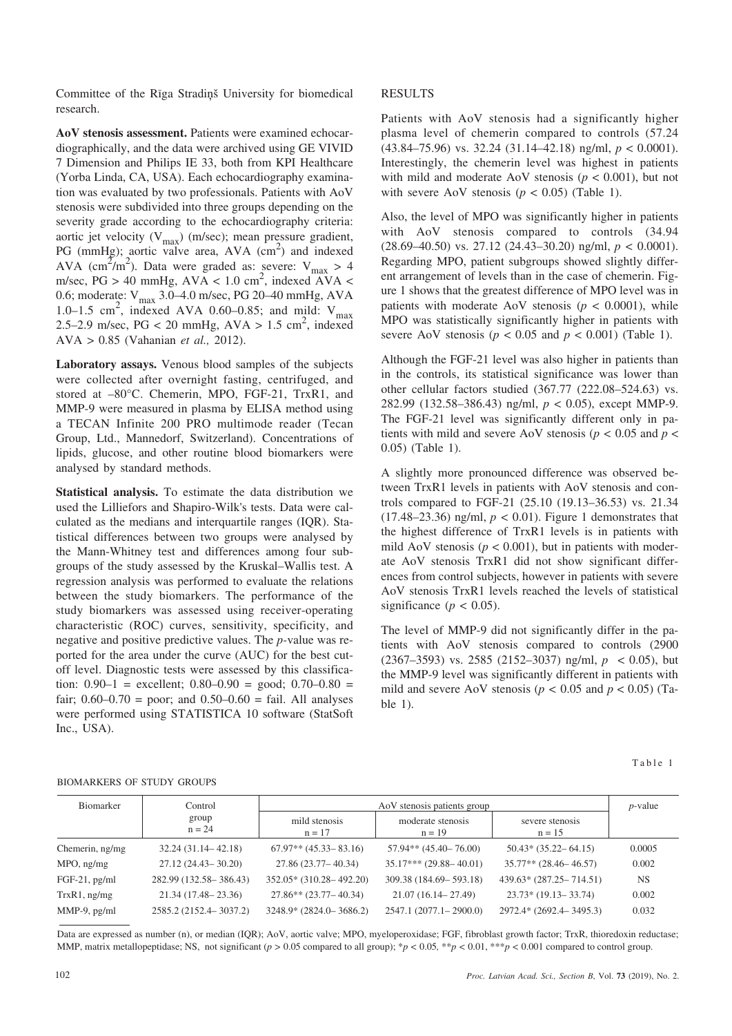Committee of the Rīga Stradiņš University for biomedical research.

**AoV stenosis assessment.** Patients were examined echocardiographically, and the data were archived using GE VIVID 7 Dimension and Philips IE 33, both from KPI Healthcare (Yorba Linda, CA, USA). Each echocardiography examination was evaluated by two professionals. Patients with AoV stenosis were subdivided into three groups depending on the severity grade according to the echocardiography criteria: aortic jet velocity ($V_{max}$) (m/sec); mean pressure gradient, PG (mmHg); aortic valve area, AVA ($cm^2$) and indexed AVA ($cm^2/m^2$). Data were graded as: severe: $V_{max} > 4$ m/sec, PG > 40 mmHg, AVA < 1.0 $cm^2$, indexed AVA < 0.6; moderate: $V_{max}$ 3.0–4.0 m/sec, PG 20–40 mmHg, AVA 1.0–1.5 $cm^2$, indexed AVA 0.60–0.85; and mild: $V_{max}$ 2.5–2.9 m/sec, PG < 20 mmHg, AVA > 1.5 $cm^2$, indexed AVA > 0.85 (Vahanian *et al.,* 2012).

**Laboratory assays.** Venous blood samples of the subjects were collected after overnight fasting, centrifuged, and stored at –80°C. Chemerin, MPO, FGF-21, TrxR1, and MMP-9 were measured in plasma by ELISA method using a TECAN Infinite 200 PRO multimode reader (Tecan Group, Ltd., Mannedorf, Switzerland). Concentrations of lipids, glucose, and other routine blood biomarkers were analysed by standard methods.

**Statistical analysis.** To estimate the data distribution we used the Lilliefors and Shapiro-Wilk's tests. Data were calculated as the medians and interquartile ranges (IQR). Statistical differences between two groups were analysed by the Mann-Whitney test and differences among four subgroups of the study assessed by the Kruskal–Wallis test. A regression analysis was performed to evaluate the relations between the study biomarkers. The performance of the study biomarkers was assessed using receiver-operating characteristic (ROC) curves, sensitivity, specificity, and negative and positive predictive values. The *p*-value was reported for the area under the curve (AUC) for the best cut-off level. Diagnostic tests were assessed by this classification: 0.90–1 = excellent; 0.80–0.90 = good; 0.70–0.80 = fair; 0.60–0.70 = poor; and 0.50–0.60 = fail. All analyses were performed using STATISTICA 10 software (StatSoft Inc., USA).

## RESULTS

Patients with AoV stenosis had a significantly higher plasma level of chemerin compared to controls (57.24 (43.84–75.96) vs. 32.24 (31.14–42.18) ng/ml, $p < 0.0001$). Interestingly, the chemerin level was highest in patients with mild and moderate AoV stenosis ($p < 0.001$), but not with severe AoV stenosis ($p < 0.05$) (Table 1).

Also, the level of MPO was significantly higher in patients with AoV stenosis compared to controls (34.94 (28.69–40.50) vs. 27.12 (24.43–30.20) ng/ml, $p < 0.0001$). Regarding MPO, patient subgroups showed slightly different arrangement of levels than in the case of chemerin. Figure 1 shows that the greatest difference of MPO level was in patients with moderate AoV stenosis ($p < 0.0001$), while MPO was statistically significantly higher in patients with severe AoV stenosis ($p < 0.05$ and $p < 0.001$) (Table 1).

Although the FGF-21 level was also higher in patients than in the controls, its statistical significance was lower than other cellular factors studied (367.77 (222.08–524.63) vs. 282.99 (132.58–386.43) ng/ml, $p < 0.05$), except MMP-9. The FGF-21 level was significantly different only in patients with mild and severe AoV stenosis ($p < 0.05$ and $p < 0.05$) (Table 1).

A slightly more pronounced difference was observed between TrxR1 levels in patients with AoV stenosis and controls compared to FGF-21 (25.10 (19.13–36.53) vs. 21.34 (17.48–23.36) ng/ml, $p < 0.01$). Figure 1 demonstrates that the highest difference of TrxR1 levels is in patients with mild AoV stenosis ($p < 0.001$), but in patients with moderate AoV stenosis TrxR1 did not show significant differences from control subjects, however in patients with severe AoV stenosis TrxR1 levels reached the levels of statistical significance ($p < 0.05$).

The level of MMP-9 did not significantly differ in the patients with AoV stenosis compared to controls (2900 (2367–3593) vs. 2585 (2152–3037) ng/ml, $p < 0.05$), but the MMP-9 level was significantly different in patients with mild and severe AoV stenosis ($p < 0.05$ and $p < 0.05$) (Table 1).

Table 1

BIOMARKERS OF STUDY GROUPS

| Biomarker | Control group n = 24 | AoV stenosis patients group | | | *p*-value |
|---|---|---|---|---|---|
| | | mild stenosis n = 17 | moderate stenosis n = 19 | severe stenosis n = 15 | |
| Chemerin, ng/mg | 32.24 (31.14– 42.18) | 67.97** (45.33– 83.16) | 57.94** (45.40– 76.00) | 50.43* (35.22– 64.15) | 0.0005 |
| MPO, ng/mg | 27.12 (24.43– 30.20) | 27.86 (23.77– 40.34) | 35.17*** (29.88– 40.01) | 35.77** (28.46– 46.57) | 0.002 |
| FGF-21, pg/ml | 282.99 (132.58– 386.43) | 352.05* (310.28– 492.20) | 309.38 (184.69– 593.18) | 439.63* (287.25– 714.51) | NS |
| TrxR1, ng/mg | 21.34 (17.48– 23.36) | 27.86** (23.77– 40.34) | 21.07 (16.14– 27.49) | 23.73* (19.13– 33.74) | 0.002 |
| MMP-9, pg/ml | 2585.2 (2152.4– 3037.2) | 3248.9* (2824.0– 3686.2) | 2547.1 (2077.1– 2900.0) | 2972.4* (2692.4– 3495.3) | 0.032 |

Data are expressed as number (n), or median (IQR); AoV, aortic valve; MPO, myeloperoxidase; FGF, fibroblast growth factor; TrxR, thioredoxin reductase; MMP, matrix metallopeptidase; NS, not significant ($p > 0.05$ compared to all group); \*$p < 0.05$, \*\*$p < 0.01$, \*\*\*$p < 0.001$ compared to control group.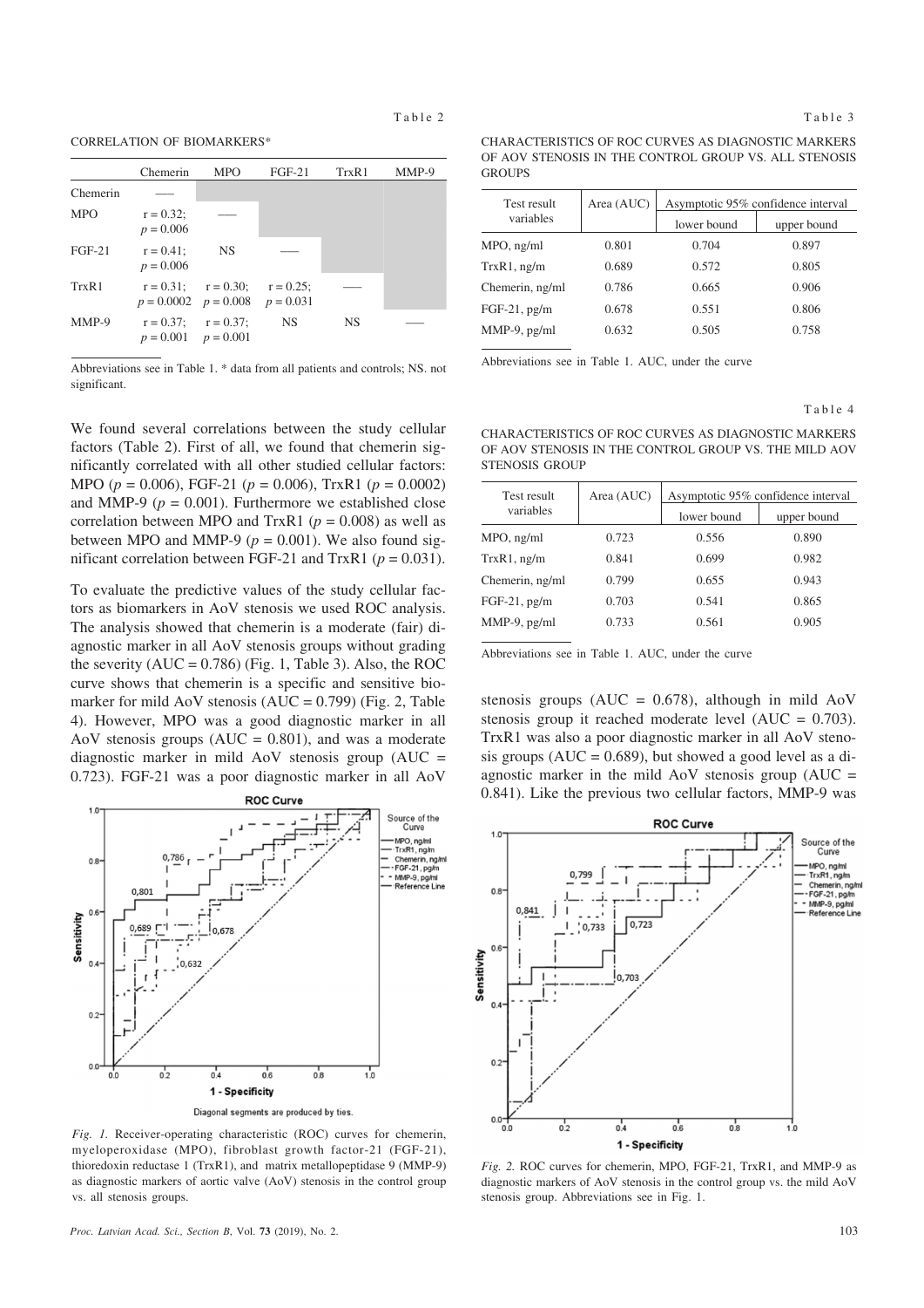Table 2

CORRELATION OF BIOMARKERS*

| | Chemerin | MPO | FGF-21 | TrxR1 | MMP-9 |
|---|---|---|---|---|---|
| Chemerin | — | | | | |
| MPO | $r = 0.32$; $p = 0.006$ | — | | | |
| FGF-21 | $r = 0.41$; $p = 0.006$ | NS | — | | |
| TrxR1 | $r = 0.31$; $p = 0.0002$ | $r = 0.30$; $p = 0.008$ | $r = 0.25$; $p = 0.031$ | — | |
| MMP-9 | $r = 0.37$; $p = 0.001$ | $r = 0.37$; $p = 0.001$ | NS | NS | — |

Abbreviations see in Table 1. * data from all patients and controls; NS. not significant.

We found several correlations between the study cellular factors (Table 2). First of all, we found that chemerin significantly correlated with all other studied cellular factors: MPO ($p = 0.006$), FGF-21 ($p = 0.006$), TrxR1 ($p = 0.0002$) and MMP-9 ($p = 0.001$). Furthermore we established close correlation between MPO and TrxR1 ($p = 0.008$) as well as between MPO and MMP-9 ($p = 0.001$). We also found significant correlation between FGF-21 and TrxR1 ($p = 0.031$).

To evaluate the predictive values of the study cellular factors as biomarkers in AoV stenosis we used ROC analysis. The analysis showed that chemerin is a moderate (fair) diagnostic marker in all AoV stenosis groups without grading the severity (AUC = 0.786) (Fig. 1, Table 3). Also, the ROC curve shows that chemerin is a specific and sensitive biomarker for mild AoV stenosis (AUC = 0.799) (Fig. 2, Table 4). However, MPO was a good diagnostic marker in all AoV stenosis groups (AUC = 0.801), and was a moderate diagnostic marker in mild AoV stenosis group (AUC = 0.723). FGF-21 was a poor diagnostic marker in all AoV stenosis groups (AUC = 0.678), although in mild AoV stenosis group it reached moderate level (AUC = 0.703). TrxR1 was also a poor diagnostic marker in all AoV stenosis groups (AUC = 0.689), but showed a good level as a diagnostic marker in the mild AoV stenosis group (AUC = 0.841). Like the previous two cellular factors, MMP-9 was

*Fig. 1.* Receiver-operating characteristic (ROC) curves for chemerin, myeloperoxidase (MPO), fibroblast growth factor-21 (FGF-21), thioredoxin reductase 1 (TrxR1), and matrix metallopeptidase 9 (MMP-9) as diagnostic markers of aortic valve (AoV) stenosis in the control group vs. all stenosis groups.

Table 3

CHARACTERISTICS OF ROC CURVES AS DIAGNOSTIC MARKERS OF AOV STENOSIS IN THE CONTROL GROUP VS. ALL STENOSIS GROUPS

| Test result variables | Area (AUC) | Asymptotic 95% confidence interval | |
|---|---|---|---|
| | | lower bound | upper bound |
| MPO, ng/ml | 0.801 | 0.704 | 0.897 |
| TrxR1, ng/m | 0.689 | 0.572 | 0.805 |
| Chemerin, ng/ml | 0.786 | 0.665 | 0.906 |
| FGF-21, pg/m | 0.678 | 0.551 | 0.806 |
| MMP-9, pg/ml | 0.632 | 0.505 | 0.758 |

Abbreviations see in Table 1. AUC, under the curve

Table 4

CHARACTERISTICS OF ROC CURVES AS DIAGNOSTIC MARKERS OF AOV STENOSIS IN THE CONTROL GROUP VS. THE MILD AOV STENOSIS GROUP

| Test result variables | Area (AUC) | Asymptotic 95% confidence interval | |
|---|---|---|---|
| | | lower bound | upper bound |
| MPO, ng/ml | 0.723 | 0.556 | 0.890 |
| TrxR1, ng/m | 0.841 | 0.699 | 0.982 |
| Chemerin, ng/ml | 0.799 | 0.655 | 0.943 |
| FGF-21, pg/m | 0.703 | 0.541 | 0.865 |
| MMP-9, pg/ml | 0.733 | 0.561 | 0.905 |

Abbreviations see in Table 1. AUC, under the curve

*Fig. 2.* ROC curves for chemerin, MPO, FGF-21, TrxR1, and MMP-9 as diagnostic markers of AoV stenosis in the control group vs. the mild AoV stenosis group. Abbreviations see in Fig. 1.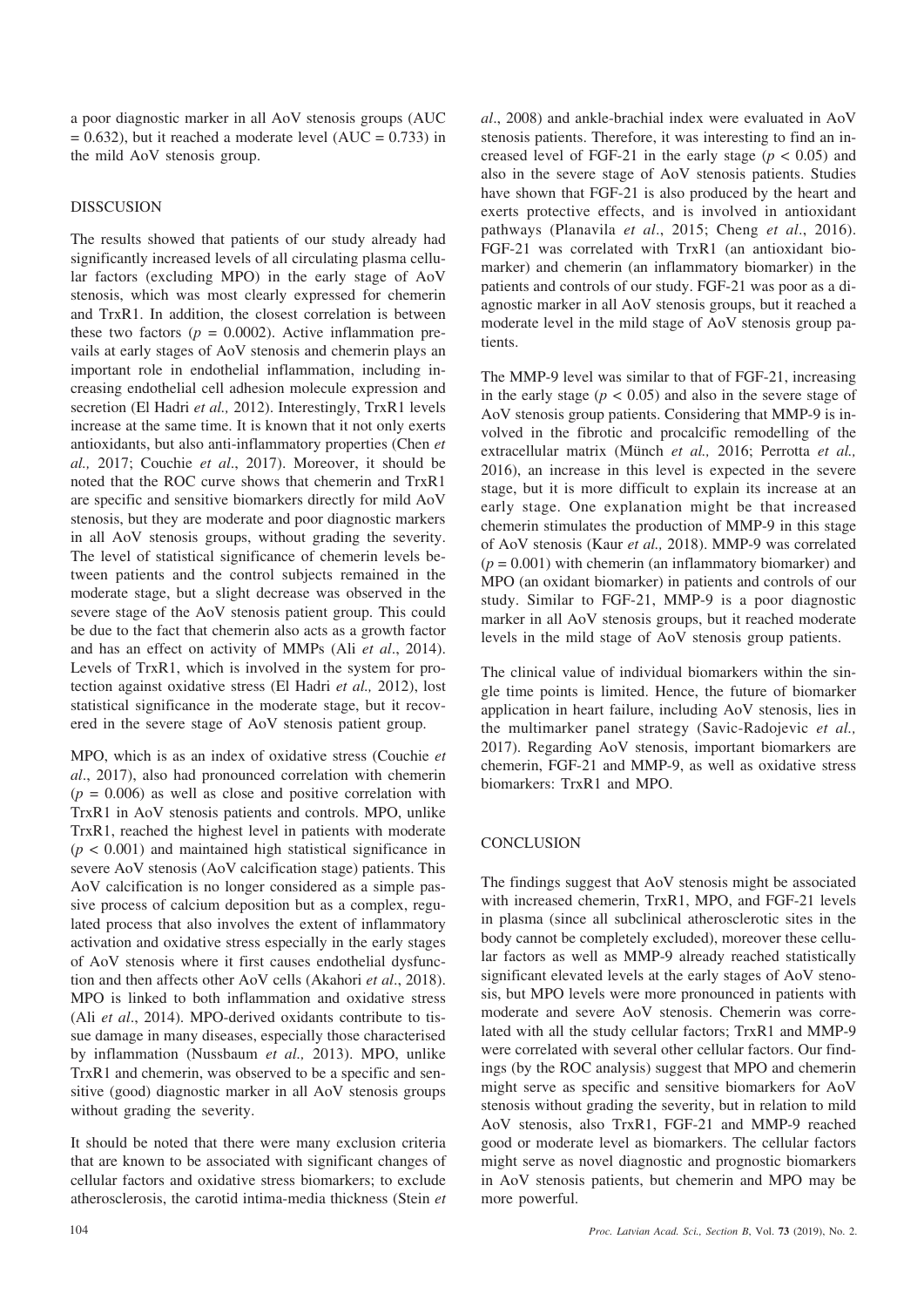a poor diagnostic marker in all AoV stenosis groups (AUC = 0.632), but it reached a moderate level (AUC = 0.733) in the mild AoV stenosis group.

## DISSCUSION

The results showed that patients of our study already had significantly increased levels of all circulating plasma cellular factors (excluding MPO) in the early stage of AoV stenosis, which was most clearly expressed for chemerin and TrxR1. In addition, the closest correlation is between these two factors ($p = 0.0002$). Active inflammation prevails at early stages of AoV stenosis and chemerin plays an important role in endothelial inflammation, including increasing endothelial cell adhesion molecule expression and secretion (El Hadri *et al.,* 2012). Interestingly, TrxR1 levels increase at the same time. It is known that it not only exerts antioxidants, but also anti-inflammatory properties (Chen *et al.,* 2017; Couchie *et al*., 2017). Moreover, it should be noted that the ROC curve shows that chemerin and TrxR1 are specific and sensitive biomarkers directly for mild AoV stenosis, but they are moderate and poor diagnostic markers in all AoV stenosis groups, without grading the severity. The level of statistical significance of chemerin levels between patients and the control subjects remained in the moderate stage, but a slight decrease was observed in the severe stage of the AoV stenosis patient group. This could be due to the fact that chemerin also acts as a growth factor and has an effect on activity of MMPs (Ali *et al*., 2014). Levels of TrxR1, which is involved in the system for protection against oxidative stress (El Hadri *et al.,* 2012), lost statistical significance in the moderate stage, but it recovered in the severe stage of AoV stenosis patient group.

MPO, which is as an index of oxidative stress (Couchie *et al*., 2017), also had pronounced correlation with chemerin ($p = 0.006$) as well as close and positive correlation with TrxR1 in AoV stenosis patients and controls. MPO, unlike TrxR1, reached the highest level in patients with moderate ($p < 0.001$) and maintained high statistical significance in severe AoV stenosis (AoV calcification stage) patients. This AoV calcification is no longer considered as a simple passive process of calcium deposition but as a complex, regulated process that also involves the extent of inflammatory activation and oxidative stress especially in the early stages of AoV stenosis where it first causes endothelial dysfunction and then affects other AoV cells (Akahori *et al*., 2018). MPO is linked to both inflammation and oxidative stress (Ali *et al*., 2014). MPO-derived oxidants contribute to tissue damage in many diseases, especially those characterised by inflammation (Nussbaum *et al.,* 2013). MPO, unlike TrxR1 and chemerin, was observed to be a specific and sensitive (good) diagnostic marker in all AoV stenosis groups without grading the severity.

It should be noted that there were many exclusion criteria that are known to be associated with significant changes of cellular factors and oxidative stress biomarkers; to exclude atherosclerosis, the carotid intima-media thickness (Stein *et al*., 2008) and ankle-brachial index were evaluated in AoV stenosis patients. Therefore, it was interesting to find an increased level of FGF-21 in the early stage ($p < 0.05$) and also in the severe stage of AoV stenosis patients. Studies have shown that FGF-21 is also produced by the heart and exerts protective effects, and is involved in antioxidant pathways (Planavila *et al*., 2015; Cheng *et al*., 2016). FGF-21 was correlated with TrxR1 (an antioxidant biomarker) and chemerin (an inflammatory biomarker) in the patients and controls of our study. FGF-21 was poor as a diagnostic marker in all AoV stenosis groups, but it reached a moderate level in the mild stage of AoV stenosis group patients.

The MMP-9 level was similar to that of FGF-21, increasing in the early stage ($p < 0.05$) and also in the severe stage of AoV stenosis group patients. Considering that MMP-9 is involved in the fibrotic and procalcific remodelling of the extracellular matrix (Münch *et al.,* 2016; Perrotta *et al.,* 2016), an increase in this level is expected in the severe stage, but it is more difficult to explain its increase at an early stage. One explanation might be that increased chemerin stimulates the production of MMP-9 in this stage of AoV stenosis (Kaur *et al.,* 2018). MMP-9 was correlated ($p = 0.001$) with chemerin (an inflammatory biomarker) and MPO (an oxidant biomarker) in patients and controls of our study. Similar to FGF-21, MMP-9 is a poor diagnostic marker in all AoV stenosis groups, but it reached moderate levels in the mild stage of AoV stenosis group patients.

The clinical value of individual biomarkers within the single time points is limited. Hence, the future of biomarker application in heart failure, including AoV stenosis, lies in the multimarker panel strategy (Savic-Radojevic *et al.,* 2017). Regarding AoV stenosis, important biomarkers are chemerin, FGF-21 and MMP-9, as well as oxidative stress biomarkers: TrxR1 and MPO.

## CONCLUSION

The findings suggest that AoV stenosis might be associated with increased chemerin, TrxR1, MPO, and FGF-21 levels in plasma (since all subclinical atherosclerotic sites in the body cannot be completely excluded), moreover these cellular factors as well as MMP-9 already reached statistically significant elevated levels at the early stages of AoV stenosis, but MPO levels were more pronounced in patients with moderate and severe AoV stenosis. Chemerin was correlated with all the study cellular factors; TrxR1 and MMP-9 were correlated with several other cellular factors. Our findings (by the ROC analysis) suggest that MPO and chemerin might serve as specific and sensitive biomarkers for AoV stenosis without grading the severity, but in relation to mild AoV stenosis, also TrxR1, FGF-21 and MMP-9 reached good or moderate level as biomarkers. The cellular factors might serve as novel diagnostic and prognostic biomarkers in AoV stenosis patients, but chemerin and MPO may be more powerful.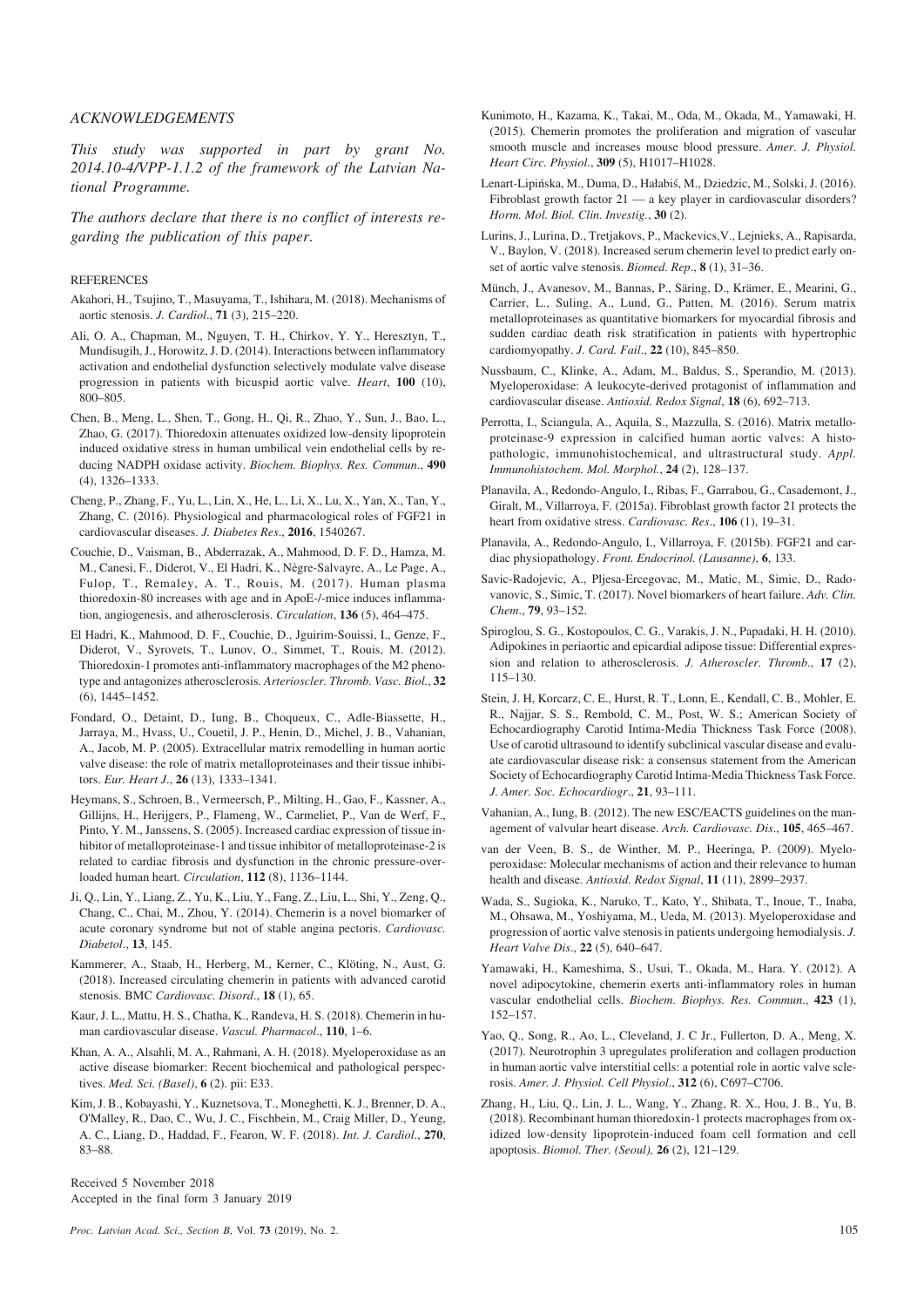## ACKNOWLEDGEMENTS

*This study was supported in part by grant No. 2014.10-4/VPP-1.1.2 of the framework of the Latvian National Programme.*

*The authors declare that there is no conflict of interests regarding the publication of this paper.*

## REFERENCES

Akahori, H., Tsujino, T., Masuyama, T., Ishihara, M. (2018). Mechanisms of aortic stenosis. *J. Cardiol*., **71** (3), 215–220.

Ali, O. A., Chapman, M., Nguyen, T. H., Chirkov, Y. Y., Heresztyn, T., Mundisugih, J., Horowitz, J. D. (2014). Interactions between inflammatory activation and endothelial dysfunction selectively modulate valve disease progression in patients with bicuspid aortic valve. *Heart*, **100** (10), 800–805.

Chen, B., Meng, L., Shen, T., Gong, H., Qi, R., Zhao, Y., Sun, J., Bao, L., Zhao, G. (2017). Thioredoxin attenuates oxidized low-density lipoprotein induced oxidative stress in human umbilical vein endothelial cells by reducing NADPH oxidase activity. *Biochem. Biophys. Res. Commun*., **490** (4), 1326–1333.

Cheng, P., Zhang, F., Yu, L., Lin, X., He, L., Li, X., Lu, X., Yan, X., Tan, Y., Zhang, C. (2016). Physiological and pharmacological roles of FGF21 in cardiovascular diseases. *J. Diabetes Res*., **2016**, 1540267.

Couchie, D., Vaisman, B., Abderrazak, A., Mahmood, D. F. D., Hamza, M. M., Canesi, F., Diderot, V., El Hadri, K., Nègre-Salvayre, A., Le Page, A., Fulop, T., Remaley, A. T., Rouis, M. (2017). Human plasma thioredoxin-80 increases with age and in ApoE-/-mice induces inflammation, angiogenesis, and atherosclerosis. *Circulation*, **136** (5), 464–475.

El Hadri, K., Mahmood, D. F., Couchie, D., Jguirim-Souissi, I., Genze, F., Diderot, V., Syrovets, T., Lunov, O., Simmet, T., Rouis, M. (2012). Thioredoxin-1 promotes anti-inflammatory macrophages of the M2 phenotype and antagonizes atherosclerosis. *Arterioscler. Thromb. Vasc. Biol.*, **32** (6), 1445–1452.

Fondard, O., Detaint, D., Iung, B., Choqueux, C., Adle-Biassette, H., Jarraya, M., Hvass, U., Couetil, J. P., Henin, D., Michel, J. B., Vahanian, A., Jacob, M. P. (2005). Extracellular matrix remodelling in human aortic valve disease: the role of matrix metalloproteinases and their tissue inhibitors. *Eur. Heart J*., **26** (13), 1333–1341.

Heymans, S., Schroen, B., Vermeersch, P., Milting, H., Gao, F., Kassner, A., Gillijns, H., Herijgers, P., Flameng, W., Carmeliet, P., Van de Werf, F., Pinto, Y. M., Janssens, S. (2005). Increased cardiac expression of tissue inhibitor of metalloproteinase-1 and tissue inhibitor of metalloproteinase-2 is related to cardiac fibrosis and dysfunction in the chronic pressure-overloaded human heart. *Circulation*, **112** (8), 1136–1144.

Ji, Q., Lin, Y., Liang, Z., Yu, K., Liu, Y., Fang, Z., Liu, L., Shi, Y., Zeng, Q., Chang, C., Chai, M., Zhou, Y. (2014). Chemerin is a novel biomarker of acute coronary syndrome but not of stable angina pectoris. *Cardiovasc. Diabetol*., **13**, 145.

Kammerer, A., Staab, H., Herberg, M., Kerner, C., Klöting, N., Aust, G. (2018). Increased circulating chemerin in patients with advanced carotid stenosis. BMC *Cardiovasc. Disord*., **18** (1), 65.

Kaur, J. L., Mattu, H. S., Chatha, K., Randeva, H. S. (2018). Chemerin in human cardiovascular disease. *Vascul. Pharmacol*., **110**, 1–6.

Khan, A. A., Alsahli, M. A., Rahmani, A. H. (2018). Myeloperoxidase as an active disease biomarker: Recent biochemical and pathological perspectives. *Med. Sci. (Basel)*, **6** (2). pii: E33.

Kim, J. B., Kobayashi, Y., Kuznetsova, T., Moneghetti, K. J., Brenner, D. A., O'Malley, R., Dao, C., Wu, J. C., Fischbein, M., Craig Miller, D., Yeung, A. C., Liang, D., Haddad, F., Fearon, W. F. (2018). *Int. J. Cardiol*., **270**, 83–88.

Kunimoto, H., Kazama, K., Takai, M., Oda, M., Okada, M., Yamawaki, H. (2015). Chemerin promotes the proliferation and migration of vascular smooth muscle and increases mouse blood pressure. *Amer. J. Physiol. Heart Circ. Physiol*., **309** (5), H1017–H1028.

Lenart-Lipińska, M., Duma, D., Hałabiś, M., Dziedzic, M., Solski, J. (2016). Fibroblast growth factor 21 — a key player in cardiovascular disorders? *Horm. Mol. Biol. Clin. Investig.*, **30** (2).

Lurins, J., Lurina, D., Tretjakovs, P., Mackevics,V., Lejnieks, A., Rapisarda, V., Baylon, V. (2018). Increased serum chemerin level to predict early onset of aortic valve stenosis. *Biomed. Rep*., **8** (1), 31–36.

Münch, J., Avanesov, M., Bannas, P., Säring, D., Krämer, E., Mearini, G., Carrier, L., Suling, A., Lund, G., Patten, M. (2016). Serum matrix metalloproteinases as quantitative biomarkers for myocardial fibrosis and sudden cardiac death risk stratification in patients with hypertrophic cardiomyopathy. *J. Card. Fail*., **22** (10), 845–850.

Nussbaum, C., Klinke, A., Adam, M., Baldus, S., Sperandio, M. (2013). Myeloperoxidase: A leukocyte-derived protagonist of inflammation and cardiovascular disease. *Antioxid. Redox Signal*, **18** (6), 692–713.

Perrotta, I., Sciangula, A., Aquila, S., Mazzulla, S. (2016). Matrix metalloproteinase-9 expression in calcified human aortic valves: A histopathologic, immunohistochemical, and ultrastructural study. *Appl. Immunohistochem. Mol. Morphol*., **24** (2), 128–137.

Planavila, A., Redondo-Angulo, I., Ribas, F., Garrabou, G., Casademont, J., Giralt, M., Villarroya, F. (2015a). Fibroblast growth factor 21 protects the heart from oxidative stress. *Cardiovasc. Res*., **106** (1), 19–31.

Planavila, A., Redondo-Angulo, I., Villarroya, F. (2015b). FGF21 and cardiac physiopathology. *Front. Endocrinol. (Lausanne)*, **6**, 133.

Savic-Radojevic, A., Pljesa-Ercegovac, M., Matic, M., Simic, D., Radovanovic, S., Simic, T. (2017). Novel biomarkers of heart failure. *Adv. Clin. Chem*., **79**, 93–152.

Spiroglou, S. G., Kostopoulos, C. G., Varakis, J. N., Papadaki, H. H. (2010). Adipokines in periaortic and epicardial adipose tissue: Differential expression and relation to atherosclerosis. *J. Atheroscler. Thromb*., **17** (2), 115–130.

Stein, J. H, Korcarz, C. E., Hurst, R. T., Lonn, E., Kendall, C. B., Mohler, E. R., Najjar, S. S., Rembold, C. M., Post, W. S.; American Society of Echocardiography Carotid Intima-Media Thickness Task Force (2008). Use of carotid ultrasound to identify subclinical vascular disease and evaluate cardiovascular disease risk: a consensus statement from the American Society of Echocardiography Carotid Intima-Media Thickness Task Force. *J. Amer. Soc. Echocardiogr*., **21**, 93–111.

Vahanian, A., Iung, B. (2012). The new ESC/EACTS guidelines on the management of valvular heart disease. *Arch. Cardiovasc. Dis*., **105**, 465–467.

van der Veen, B. S., de Winther, M. P., Heeringa, P. (2009). Myeloperoxidase: Molecular mechanisms of action and their relevance to human health and disease. *Antioxid. Redox Signal*, **11** (11), 2899–2937.

Wada, S., Sugioka, K., Naruko, T., Kato, Y., Shibata, T., Inoue, T., Inaba, M., Ohsawa, M., Yoshiyama, M., Ueda, M. (2013). Myeloperoxidase and progression of aortic valve stenosis in patients undergoing hemodialysis. *J. Heart Valve Dis*., **22** (5), 640–647.

Yamawaki, H., Kameshima, S., Usui, T., Okada, M., Hara. Y. (2012). A novel adipocytokine, chemerin exerts anti-inflammatory roles in human vascular endothelial cells. *Biochem. Biophys. Res. Commun*., **423** (1), 152–157.

Yao, Q., Song, R., Ao, L., Cleveland, J. C Jr., Fullerton, D. A., Meng, X. (2017). Neurotrophin 3 upregulates proliferation and collagen production in human aortic valve interstitial cells: a potential role in aortic valve sclerosis. *Amer. J. Physiol. Cell Physiol*., **312** (6), C697–C706.

Zhang, H., Liu, Q., Lin, J. L., Wang, Y., Zhang, R. X., Hou, J. B., Yu, B. (2018). Recombinant human thioredoxin-1 protects macrophages from oxidized low-density lipoprotein-induced foam cell formation and cell apoptosis. *Biomol. Ther. (Seoul)*, **26** (2), 121–129.

Received 5 November 2018
Accepted in the final form 3 January 2019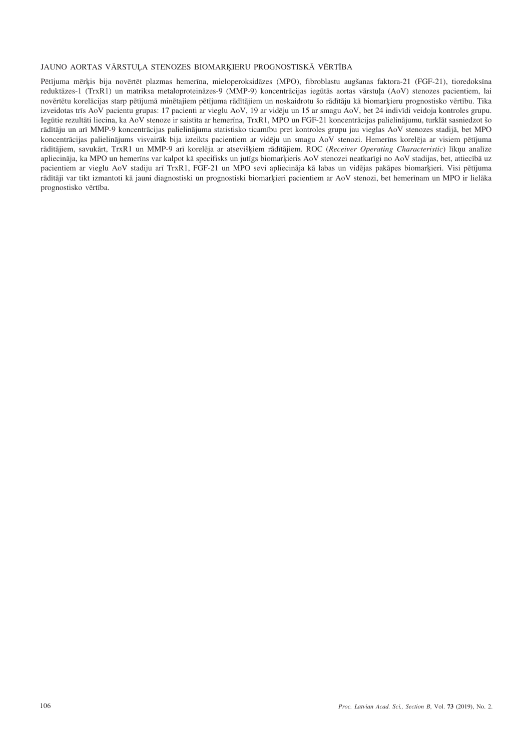## JAUNO AORTAS VĀRSTUĻA STENOZES BIOMARĶIERU PROGNOSTISKĀ VĒRTĪBA

Pētījuma mērķis bija novērtēt plazmas hemerīna, mieloperoksidāzes (MPO), fibroblastu augšanas faktora-21 (FGF-21), tioredoksīna reduktāzes-1 (TrxR1) un matriksa metaloproteināzes-9 (MMP-9) koncentrācijas iegūtās aortas vārstuļa (AoV) stenozes pacientiem, lai novērtētu korelācijas starp pētījumā minētajiem pētījuma rādītājiem un noskaidrotu šo rādītāju kā biomarķieru prognostisko vērtību. Tika izveidotas trīs AoV pacientu grupas: 17 pacienti ar vieglu AoV, 19 ar vidēju un 15 ar smagu AoV, bet 24 indivīdi veidoja kontroles grupu. Iegūtie rezultāti liecina, ka AoV stenoze ir saistīta ar hemerīna, TrxR1, MPO un FGF-21 koncentrācijas palielinājumu, turklāt sasniedzot šo rādītāju un arī MMP-9 koncentrācijas palielinājuma statistisko ticamību pret kontroles grupu jau vieglas AoV stenozes stadijā, bet MPO koncentrācijas palielinājums visvairāk bija izteikts pacientiem ar vidēju un smagu AoV stenozi. Hemerīns korelēja ar visiem pētījuma rādītājiem, savukārt, TrxR1 un MMP-9 arī korelēja ar atsevišķiem rādītājiem. ROC (*Receiver Operating Characteristic*) līkņu analīze apliecināja, ka MPO un hemerīns var kalpot kā specifisks un jutīgs biomarķieris AoV stenozei neatkarīgi no AoV stadijas, bet, attiecībā uz pacientiem ar vieglu AoV stadiju arī TrxR1, FGF-21 un MPO sevi apliecināja kā labas un vidējas pakāpes biomarķieri. Visi pētījuma rādītāji var tikt izmantoti kā jauni diagnostiski un prognostiski biomarķieri pacientiem ar AoV stenozi, bet hemerīnam un MPO ir lielāka prognostisko vērtība.